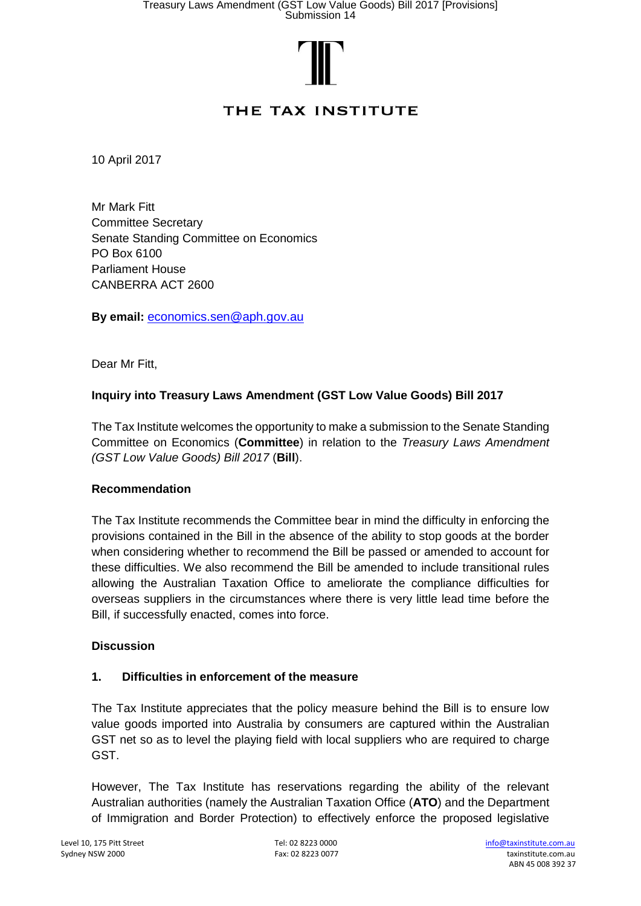# THE TAX INSTITUTE

10 April 2017

Mr Mark Fitt
Committee Secretary
Senate Standing Committee on Economics
PO Box 6100
Parliament House
CANBERRA ACT 2600

**By email:** economics.sen@aph.gov.au

Dear Mr Fitt,

**Inquiry into Treasury Laws Amendment (GST Low Value Goods) Bill 2017**

The Tax Institute welcomes the opportunity to make a submission to the Senate Standing Committee on Economics (**Committee**) in relation to the *Treasury Laws Amendment (GST Low Value Goods) Bill 2017* (**Bill**).

**Recommendation**

The Tax Institute recommends the Committee bear in mind the difficulty in enforcing the provisions contained in the Bill in the absence of the ability to stop goods at the border when considering whether to recommend the Bill be passed or amended to account for these difficulties. We also recommend the Bill be amended to include transitional rules allowing the Australian Taxation Office to ameliorate the compliance difficulties for overseas suppliers in the circumstances where there is very little lead time before the Bill, if successfully enacted, comes into force.

**Discussion**

**1. Difficulties in enforcement of the measure**

The Tax Institute appreciates that the policy measure behind the Bill is to ensure low value goods imported into Australia by consumers are captured within the Australian GST net so as to level the playing field with local suppliers who are required to charge GST.

However, The Tax Institute has reservations regarding the ability of the relevant Australian authorities (namely the Australian Taxation Office (**ATO**) and the Department of Immigration and Border Protection) to effectively enforce the proposed legislative

Level 10, 175 Pitt Street
Sydney NSW 2000

Tel: 02 8223 0000
Fax: 02 8223 0077

info@taxinstitute.com.au
taxinstitute.com.au
ABN 45 008 392 37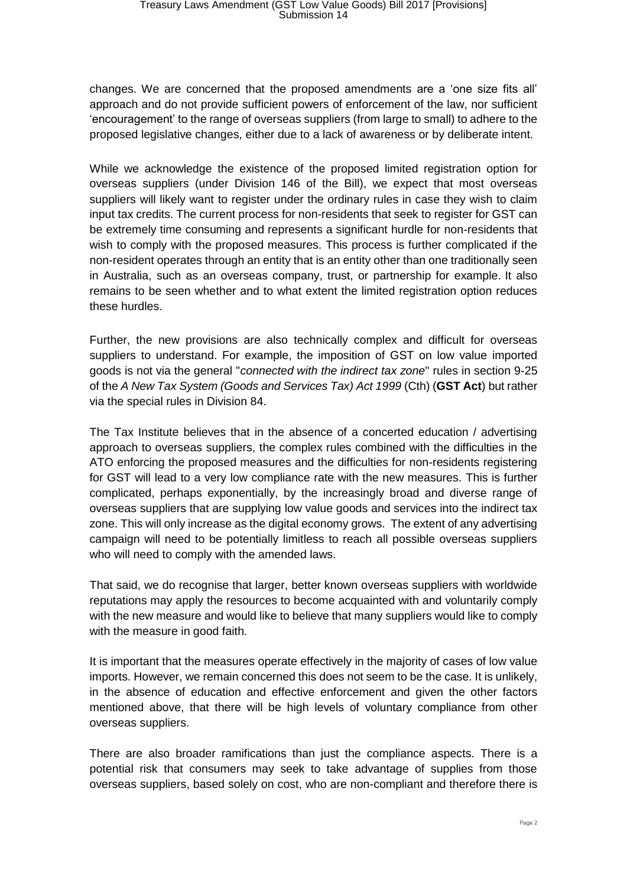changes. We are concerned that the proposed amendments are a 'one size fits all' approach and do not provide sufficient powers of enforcement of the law, nor sufficient 'encouragement' to the range of overseas suppliers (from large to small) to adhere to the proposed legislative changes, either due to a lack of awareness or by deliberate intent.

While we acknowledge the existence of the proposed limited registration option for overseas suppliers (under Division 146 of the Bill), we expect that most overseas suppliers will likely want to register under the ordinary rules in case they wish to claim input tax credits. The current process for non-residents that seek to register for GST can be extremely time consuming and represents a significant hurdle for non-residents that wish to comply with the proposed measures. This process is further complicated if the non-resident operates through an entity that is an entity other than one traditionally seen in Australia, such as an overseas company, trust, or partnership for example. It also remains to be seen whether and to what extent the limited registration option reduces these hurdles.

Further, the new provisions are also technically complex and difficult for overseas suppliers to understand. For example, the imposition of GST on low value imported goods is not via the general "*connected with the indirect tax zone*" rules in section 9-25 of the *A New Tax System (Goods and Services Tax) Act 1999* (Cth) (**GST Act**) but rather via the special rules in Division 84.

The Tax Institute believes that in the absence of a concerted education / advertising approach to overseas suppliers, the complex rules combined with the difficulties in the ATO enforcing the proposed measures and the difficulties for non-residents registering for GST will lead to a very low compliance rate with the new measures. This is further complicated, perhaps exponentially, by the increasingly broad and diverse range of overseas suppliers that are supplying low value goods and services into the indirect tax zone. This will only increase as the digital economy grows. The extent of any advertising campaign will need to be potentially limitless to reach all possible overseas suppliers who will need to comply with the amended laws.

That said, we do recognise that larger, better known overseas suppliers with worldwide reputations may apply the resources to become acquainted with and voluntarily comply with the new measure and would like to believe that many suppliers would like to comply with the measure in good faith.

It is important that the measures operate effectively in the majority of cases of low value imports. However, we remain concerned this does not seem to be the case. It is unlikely, in the absence of education and effective enforcement and given the other factors mentioned above, that there will be high levels of voluntary compliance from other overseas suppliers.

There are also broader ramifications than just the compliance aspects. There is a potential risk that consumers may seek to take advantage of supplies from those overseas suppliers, based solely on cost, who are non-compliant and therefore there is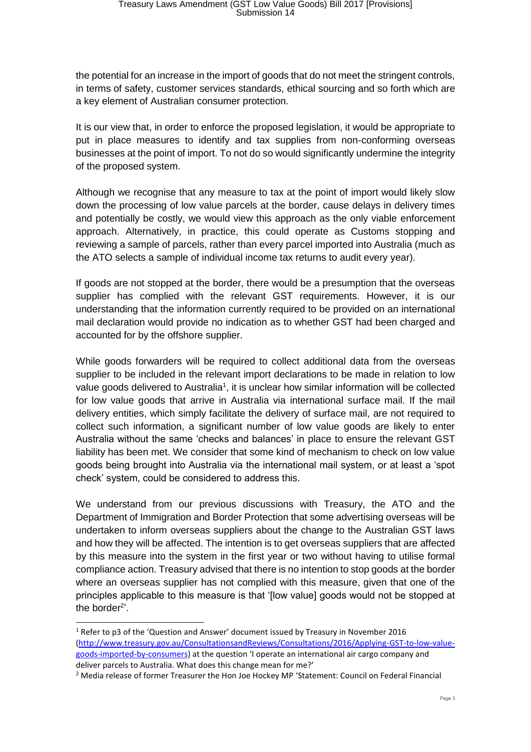the potential for an increase in the import of goods that do not meet the stringent controls, in terms of safety, customer services standards, ethical sourcing and so forth which are a key element of Australian consumer protection.

It is our view that, in order to enforce the proposed legislation, it would be appropriate to put in place measures to identify and tax supplies from non-conforming overseas businesses at the point of import. To not do so would significantly undermine the integrity of the proposed system.

Although we recognise that any measure to tax at the point of import would likely slow down the processing of low value parcels at the border, cause delays in delivery times and potentially be costly, we would view this approach as the only viable enforcement approach. Alternatively, in practice, this could operate as Customs stopping and reviewing a sample of parcels, rather than every parcel imported into Australia (much as the ATO selects a sample of individual income tax returns to audit every year).

If goods are not stopped at the border, there would be a presumption that the overseas supplier has complied with the relevant GST requirements. However, it is our understanding that the information currently required to be provided on an international mail declaration would provide no indication as to whether GST had been charged and accounted for by the offshore supplier.

While goods forwarders will be required to collect additional data from the overseas supplier to be included in the relevant import declarations to be made in relation to low value goods delivered to Australia[1], it is unclear how similar information will be collected for low value goods that arrive in Australia via international surface mail. If the mail delivery entities, which simply facilitate the delivery of surface mail, are not required to collect such information, a significant number of low value goods are likely to enter Australia without the same 'checks and balances' in place to ensure the relevant GST liability has been met. We consider that some kind of mechanism to check on low value goods being brought into Australia via the international mail system, or at least a 'spot check' system, could be considered to address this.

We understand from our previous discussions with Treasury, the ATO and the Department of Immigration and Border Protection that some advertising overseas will be undertaken to inform overseas suppliers about the change to the Australian GST laws and how they will be affected. The intention is to get overseas suppliers that are affected by this measure into the system in the first year or two without having to utilise formal compliance action. Treasury advised that there is no intention to stop goods at the border where an overseas supplier has not complied with this measure, given that one of the principles applicable to this measure is that '[low value] goods would not be stopped at the border[2]'.

---

[1] Refer to p3 of the 'Question and Answer' document issued by Treasury in November 2016 (http://www.treasury.gov.au/ConsultationsandReviews/Consultations/2016/Applying-GST-to-low-value-goods-imported-by-consumers) at the question 'I operate an international air cargo company and deliver parcels to Australia. What does this change mean for me?'

[2] Media release of former Treasurer the Hon Joe Hockey MP 'Statement: Council on Federal Financial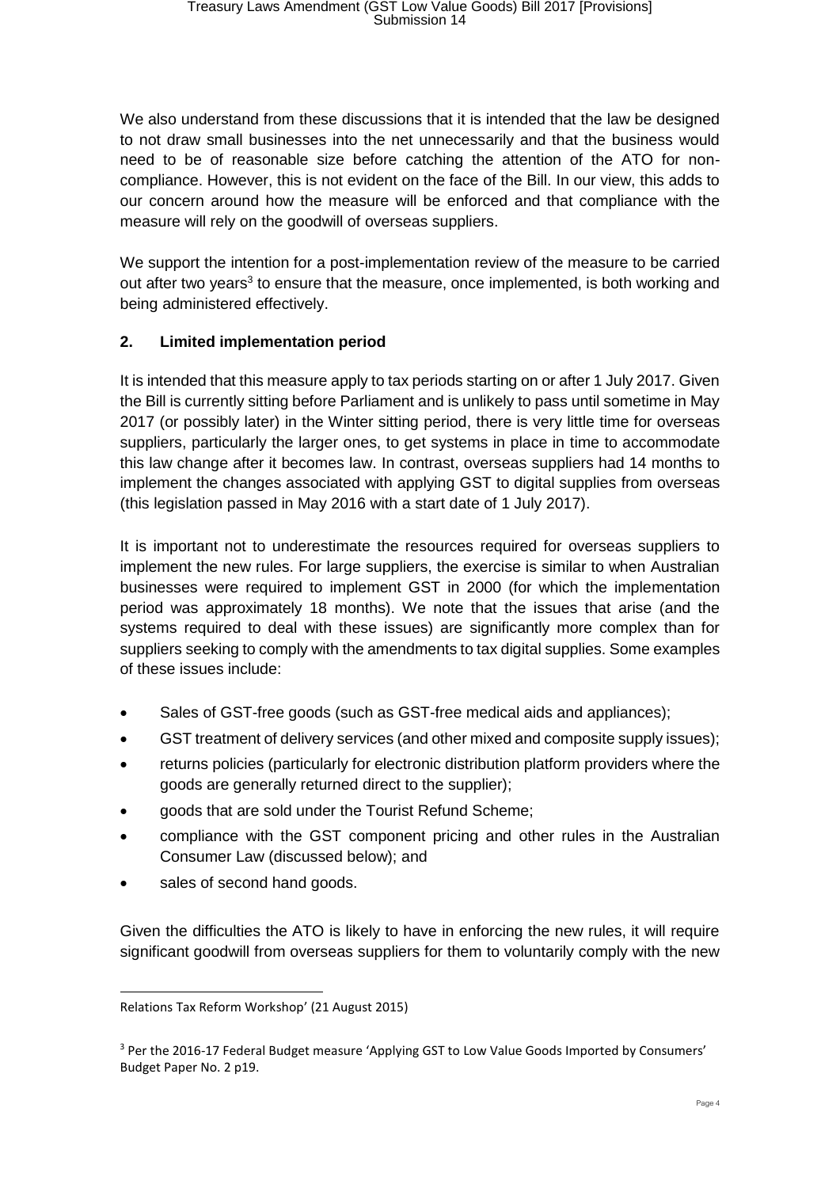We also understand from these discussions that it is intended that the law be designed to not draw small businesses into the net unnecessarily and that the business would need to be of reasonable size before catching the attention of the ATO for non-compliance. However, this is not evident on the face of the Bill. In our view, this adds to our concern around how the measure will be enforced and that compliance with the measure will rely on the goodwill of overseas suppliers.

We support the intention for a post-implementation review of the measure to be carried out after two years[3] to ensure that the measure, once implemented, is both working and being administered effectively.

## 2. Limited implementation period

It is intended that this measure apply to tax periods starting on or after 1 July 2017. Given the Bill is currently sitting before Parliament and is unlikely to pass until sometime in May 2017 (or possibly later) in the Winter sitting period, there is very little time for overseas suppliers, particularly the larger ones, to get systems in place in time to accommodate this law change after it becomes law. In contrast, overseas suppliers had 14 months to implement the changes associated with applying GST to digital supplies from overseas (this legislation passed in May 2016 with a start date of 1 July 2017).

It is important not to underestimate the resources required for overseas suppliers to implement the new rules. For large suppliers, the exercise is similar to when Australian businesses were required to implement GST in 2000 (for which the implementation period was approximately 18 months). We note that the issues that arise (and the systems required to deal with these issues) are significantly more complex than for suppliers seeking to comply with the amendments to tax digital supplies. Some examples of these issues include:

- Sales of GST-free goods (such as GST-free medical aids and appliances);
- GST treatment of delivery services (and other mixed and composite supply issues);
- returns policies (particularly for electronic distribution platform providers where the goods are generally returned direct to the supplier);
- goods that are sold under the Tourist Refund Scheme;
- compliance with the GST component pricing and other rules in the Australian Consumer Law (discussed below); and
- sales of second hand goods.

Given the difficulties the ATO is likely to have in enforcing the new rules, it will require significant goodwill from overseas suppliers for them to voluntarily comply with the new

---

Relations Tax Reform Workshop' (21 August 2015)

[3] Per the 2016-17 Federal Budget measure 'Applying GST to Low Value Goods Imported by Consumers' Budget Paper No. 2 p19.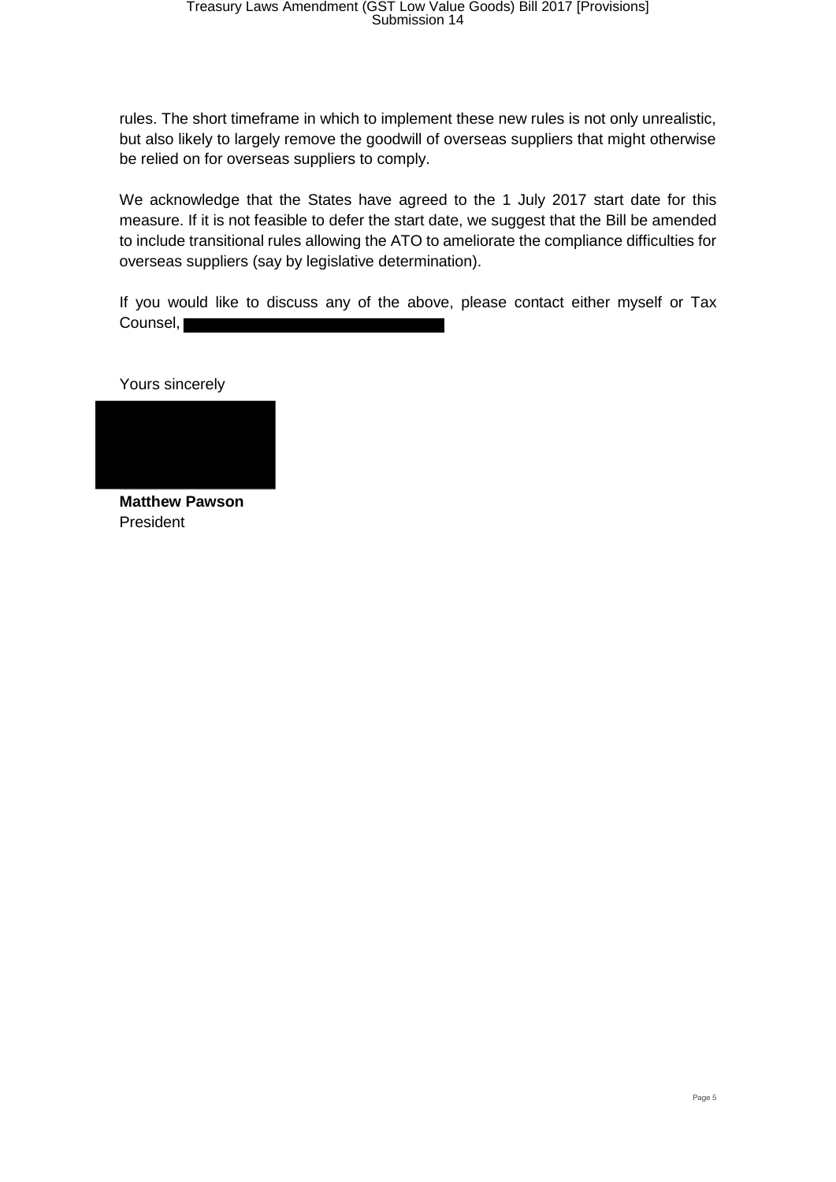rules. The short timeframe in which to implement these new rules is not only unrealistic, but also likely to largely remove the goodwill of overseas suppliers that might otherwise be relied on for overseas suppliers to comply.

We acknowledge that the States have agreed to the 1 July 2017 start date for this measure. If it is not feasible to defer the start date, we suggest that the Bill be amended to include transitional rules allowing the ATO to ameliorate the compliance difficulties for overseas suppliers (say by legislative determination).

If you would like to discuss any of the above, please contact either myself or Tax Counsel,

Yours sincerely

**Matthew Pawson**
President